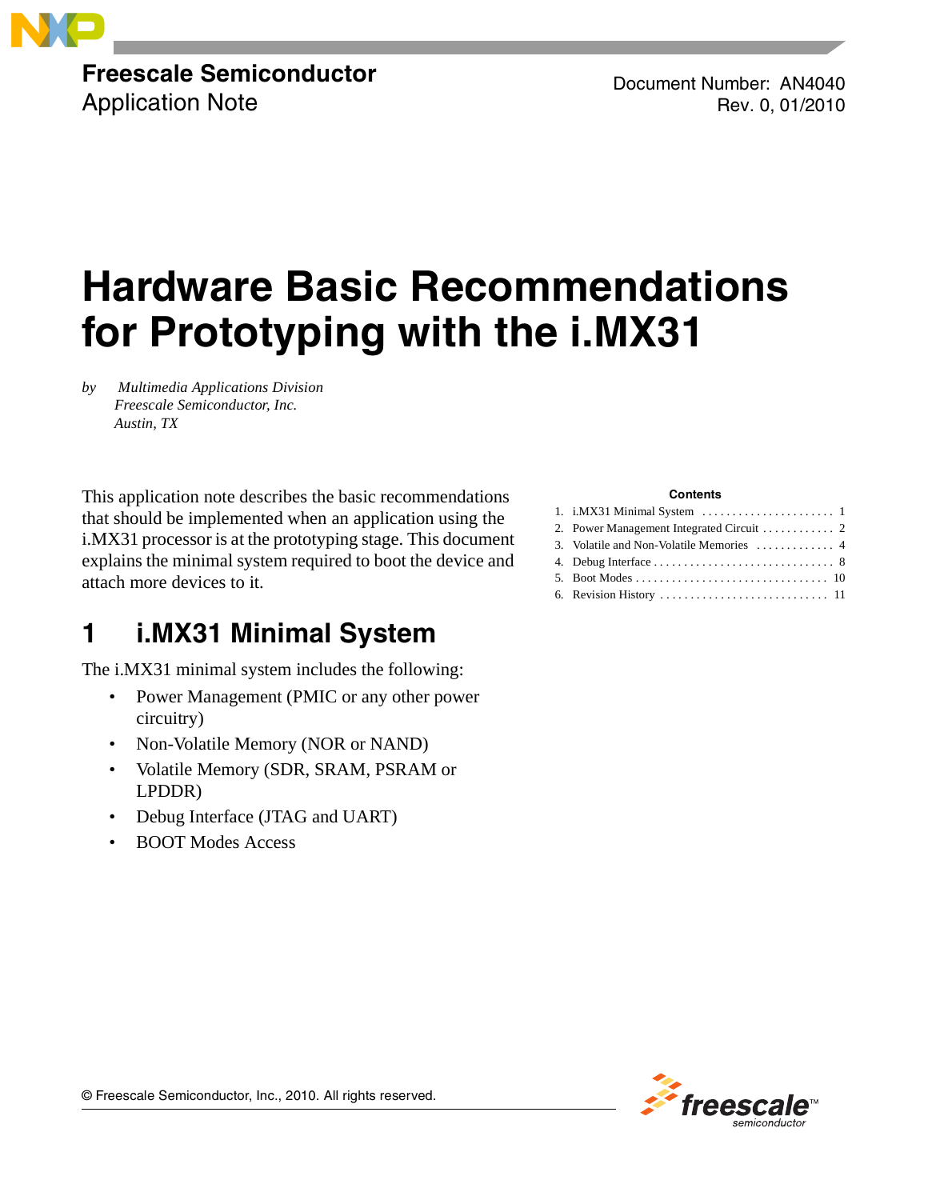**Freescale Semiconductor**
Application Note

Document Number: AN4040
Rev. 0, 01/2010

# Hardware Basic Recommendations for Prototyping with the i.MX31

*by Multimedia Applications Division*
*Freescale Semiconductor, Inc.*
*Austin, TX*

This application note describes the basic recommendations that should be implemented when an application using the i.MX31 processor is at the prototyping stage. This document explains the minimal system required to boot the device and attach more devices to it.

**Contents**

1. i.MX31 Minimal System . . . . . . . . . . . . . . . . . . . . . . 1
2. Power Management Integrated Circuit . . . . . . . . . . . . 2
3. Volatile and Non-Volatile Memories . . . . . . . . . . . . . 4
4. Debug Interface . . . . . . . . . . . . . . . . . . . . . . . . . . . . . . 8
5. Boot Modes . . . . . . . . . . . . . . . . . . . . . . . . . . . . . . . . 10
6. Revision History . . . . . . . . . . . . . . . . . . . . . . . . . . . . 11

## 1 i.MX31 Minimal System

The i.MX31 minimal system includes the following:

- Power Management (PMIC or any other power circuitry)
- Non-Volatile Memory (NOR or NAND)
- Volatile Memory (SDR, SRAM, PSRAM or LPDDR)
- Debug Interface (JTAG and UART)
- BOOT Modes Access

© Freescale Semiconductor, Inc., 2010. All rights reserved.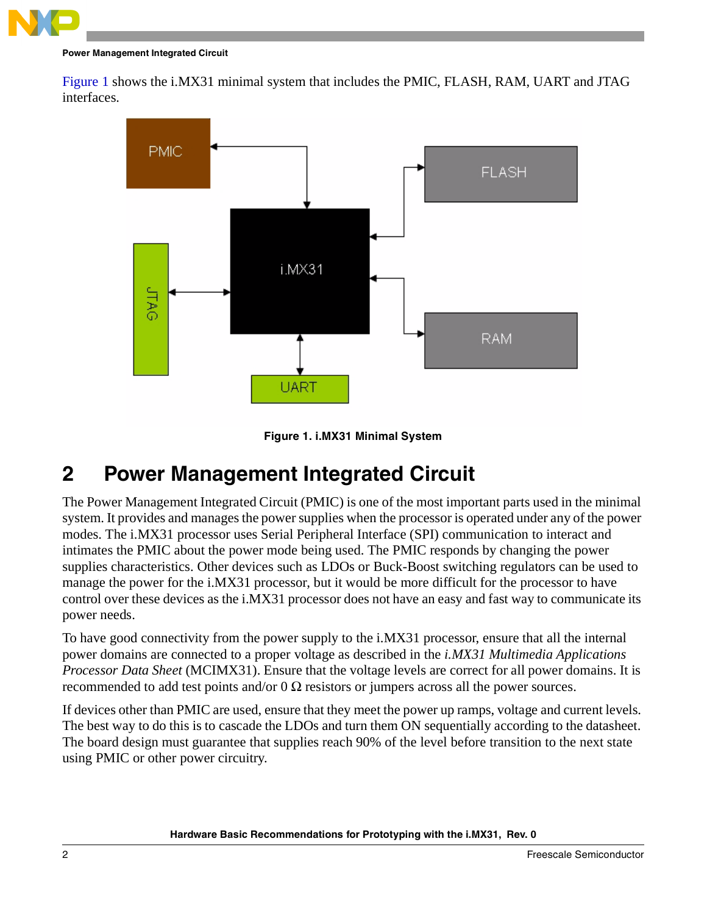Figure 1 shows the i.MX31 minimal system that includes the PMIC, FLASH, RAM, UART and JTAG interfaces.

Figure 1. i.MX31 Minimal System

## 2 Power Management Integrated Circuit

The Power Management Integrated Circuit (PMIC) is one of the most important parts used in the minimal system. It provides and manages the power supplies when the processor is operated under any of the power modes. The i.MX31 processor uses Serial Peripheral Interface (SPI) communication to interact and intimates the PMIC about the power mode being used. The PMIC responds by changing the power supplies characteristics. Other devices such as LDOs or Buck-Boost switching regulators can be used to manage the power for the i.MX31 processor, but it would be more difficult for the processor to have control over these devices as the i.MX31 processor does not have an easy and fast way to communicate its power needs.

To have good connectivity from the power supply to the i.MX31 processor, ensure that all the internal power domains are connected to a proper voltage as described in the *i.MX31 Multimedia Applications Processor Data Sheet* (MCIMX31). Ensure that the voltage levels are correct for all power domains. It is recommended to add test points and/or 0 Ω resistors or jumpers across all the power sources.

If devices other than PMIC are used, ensure that they meet the power up ramps, voltage and current levels. The best way to do this is to cascade the LDOs and turn them ON sequentially according to the datasheet. The board design must guarantee that supplies reach 90% of the level before transition to the next state using PMIC or other power circuitry.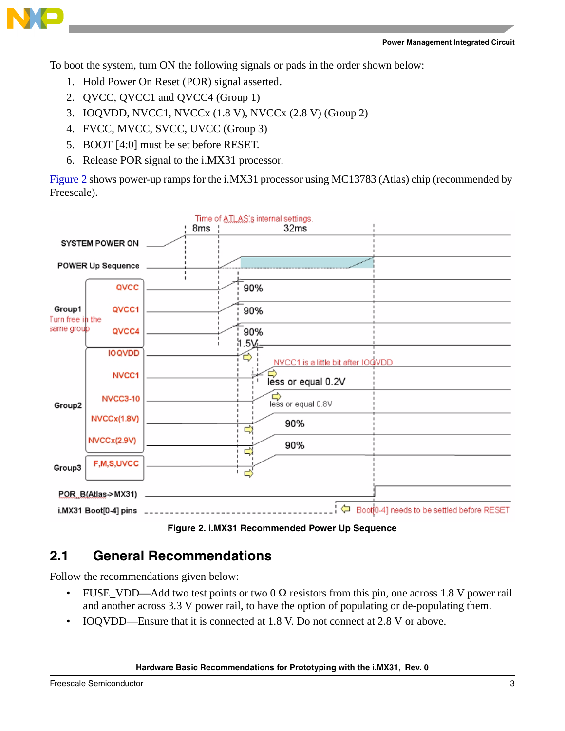To boot the system, turn ON the following signals or pads in the order shown below:

1. Hold Power On Reset (POR) signal asserted.
2. QVCC, QVCC1 and QVCC4 (Group 1)
3. IOQVDD, NVCC1, NVCCx (1.8 V), NVCCx (2.8 V) (Group 2)
4. FVCC, MVCC, SVCC, UVCC (Group 3)
5. BOOT [4:0] must be set before RESET.
6. Release POR signal to the i.MX31 processor.

Figure 2 shows power-up ramps for the i.MX31 processor using MC13783 (Atlas) chip (recommended by Freescale).

**Figure 2. i.MX31 Recommended Power Up Sequence**

## 2.1 General Recommendations

Follow the recommendations given below:

- FUSE_VDD—Add two test points or two 0 Ω resistors from this pin, one across 1.8 V power rail and another across 3.3 V power rail, to have the option of populating or de-populating them.
- IOQVDD—Ensure that it is connected at 1.8 V. Do not connect at 2.8 V or above.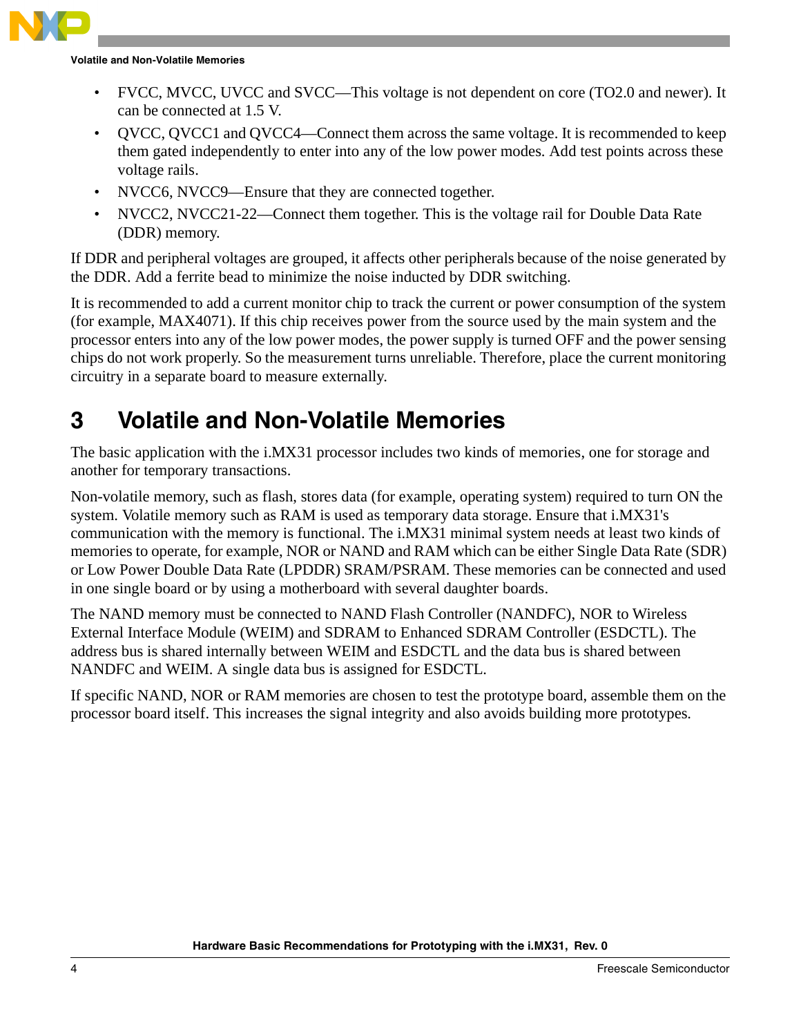- FVCC, MVCC, UVCC and SVCC—This voltage is not dependent on core (TO2.0 and newer). It can be connected at 1.5 V.
- QVCC, QVCC1 and QVCC4—Connect them across the same voltage. It is recommended to keep them gated independently to enter into any of the low power modes. Add test points across these voltage rails.
- NVCC6, NVCC9—Ensure that they are connected together.
- NVCC2, NVCC21-22—Connect them together. This is the voltage rail for Double Data Rate (DDR) memory.

If DDR and peripheral voltages are grouped, it affects other peripherals because of the noise generated by the DDR. Add a ferrite bead to minimize the noise inducted by DDR switching.

It is recommended to add a current monitor chip to track the current or power consumption of the system (for example, MAX4071). If this chip receives power from the source used by the main system and the processor enters into any of the low power modes, the power supply is turned OFF and the power sensing chips do not work properly. So the measurement turns unreliable. Therefore, place the current monitoring circuitry in a separate board to measure externally.

# 3 Volatile and Non-Volatile Memories

The basic application with the i.MX31 processor includes two kinds of memories, one for storage and another for temporary transactions.

Non-volatile memory, such as flash, stores data (for example, operating system) required to turn ON the system. Volatile memory such as RAM is used as temporary data storage. Ensure that i.MX31's communication with the memory is functional. The i.MX31 minimal system needs at least two kinds of memories to operate, for example, NOR or NAND and RAM which can be either Single Data Rate (SDR) or Low Power Double Data Rate (LPDDR) SRAM/PSRAM. These memories can be connected and used in one single board or by using a motherboard with several daughter boards.

The NAND memory must be connected to NAND Flash Controller (NANDFC), NOR to Wireless External Interface Module (WEIM) and SDRAM to Enhanced SDRAM Controller (ESDCTL). The address bus is shared internally between WEIM and ESDCTL and the data bus is shared between NANDFC and WEIM. A single data bus is assigned for ESDCTL.

If specific NAND, NOR or RAM memories are chosen to test the prototype board, assemble them on the processor board itself. This increases the signal integrity and also avoids building more prototypes.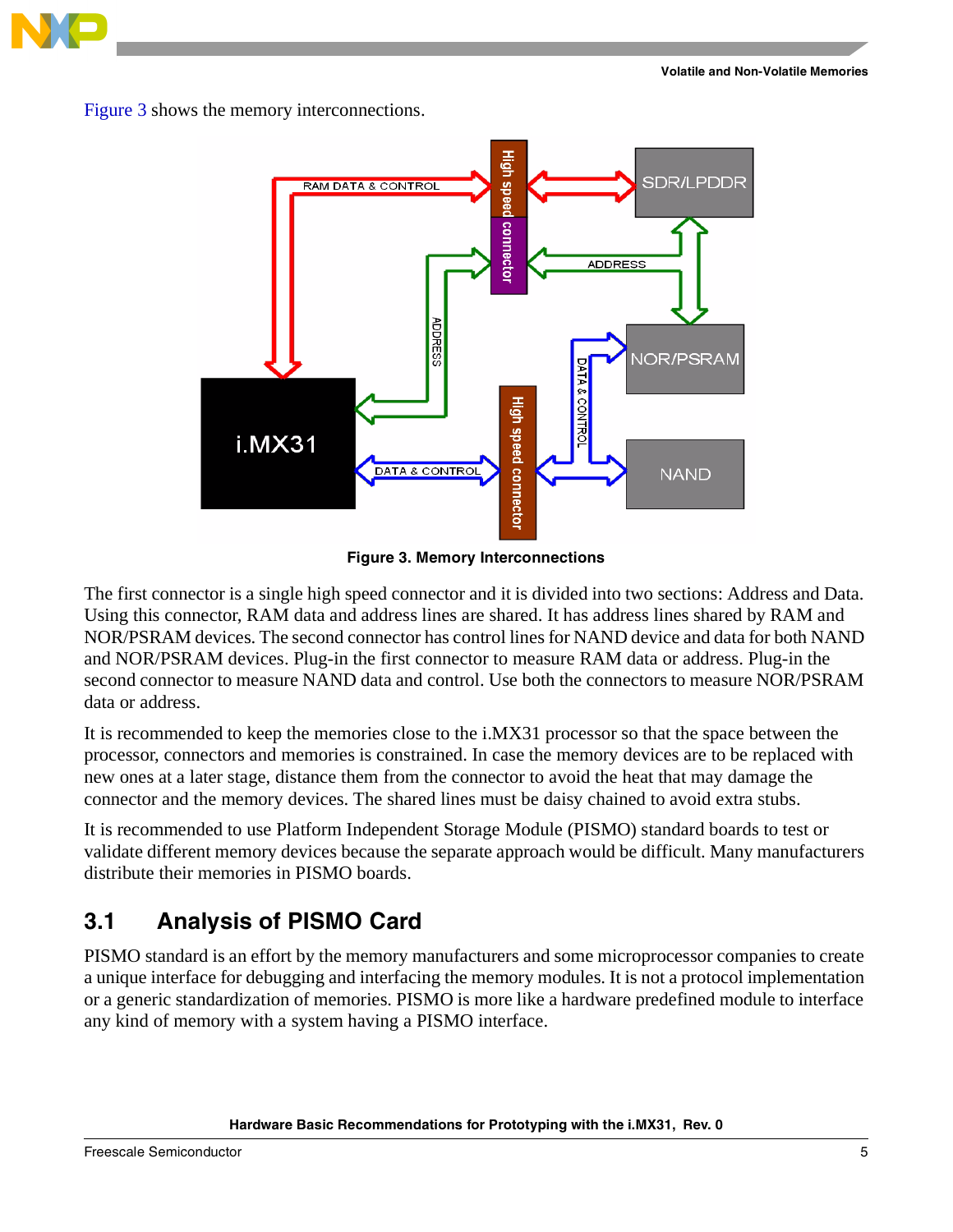Figure 3 shows the memory interconnections.

**Figure 3. Memory Interconnections**

The first connector is a single high speed connector and it is divided into two sections: Address and Data. Using this connector, RAM data and address lines are shared. It has address lines shared by RAM and NOR/PSRAM devices. The second connector has control lines for NAND device and data for both NAND and NOR/PSRAM devices. Plug-in the first connector to measure RAM data or address. Plug-in the second connector to measure NAND data and control. Use both the connectors to measure NOR/PSRAM data or address.

It is recommended to keep the memories close to the i.MX31 processor so that the space between the processor, connectors and memories is constrained. In case the memory devices are to be replaced with new ones at a later stage, distance them from the connector to avoid the heat that may damage the connector and the memory devices. The shared lines must be daisy chained to avoid extra stubs.

It is recommended to use Platform Independent Storage Module (PISMO) standard boards to test or validate different memory devices because the separate approach would be difficult. Many manufacturers distribute their memories in PISMO boards.

## 3.1 Analysis of PISMO Card

PISMO standard is an effort by the memory manufacturers and some microprocessor companies to create a unique interface for debugging and interfacing the memory modules. It is not a protocol implementation or a generic standardization of memories. PISMO is more like a hardware predefined module to interface any kind of memory with a system having a PISMO interface.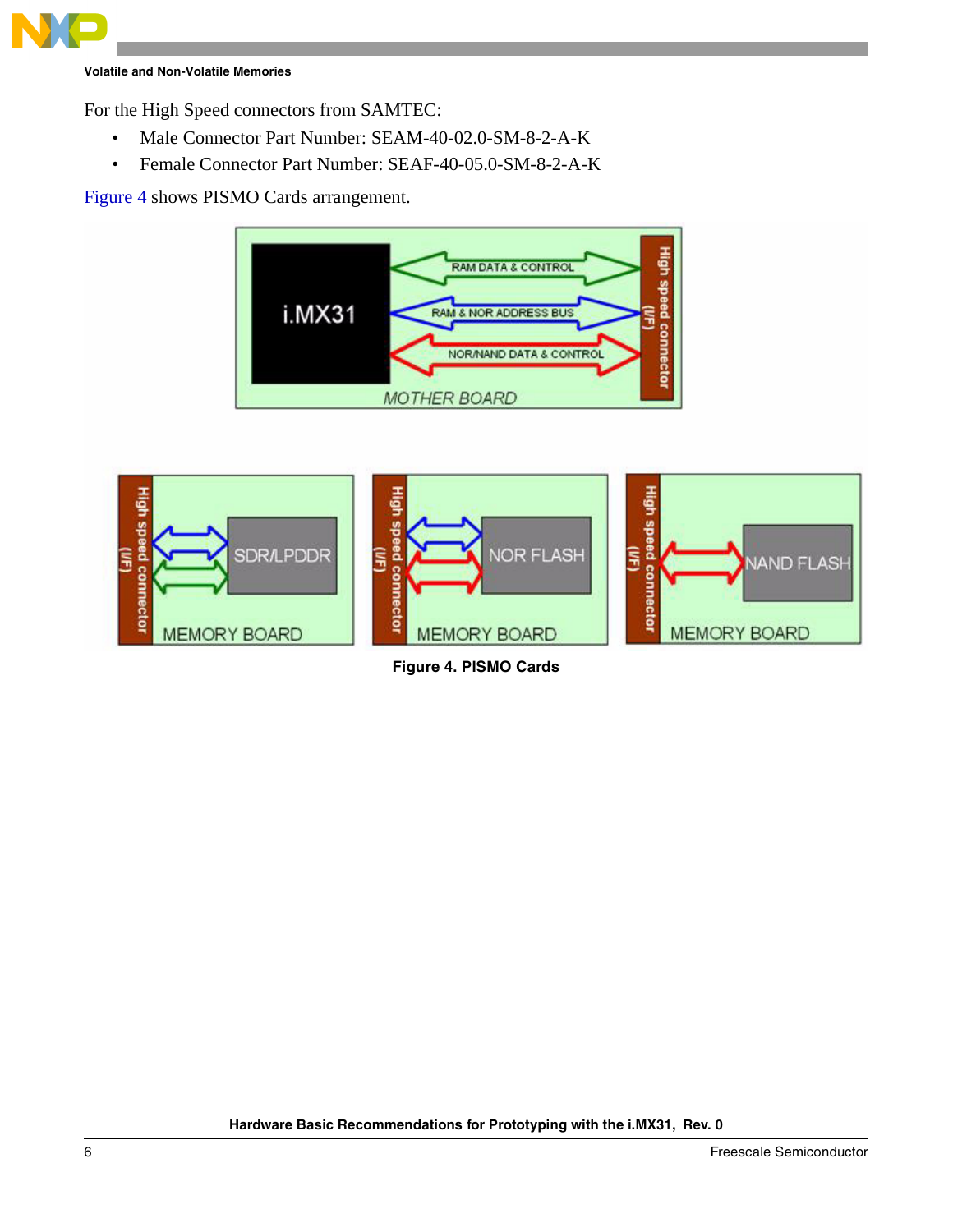For the High Speed connectors from SAMTEC:

- Male Connector Part Number: SEAM-40-02.0-SM-8-2-A-K
- Female Connector Part Number: SEAF-40-05.0-SM-8-2-A-K

Figure 4 shows PISMO Cards arrangement.

**Figure 4. PISMO Cards**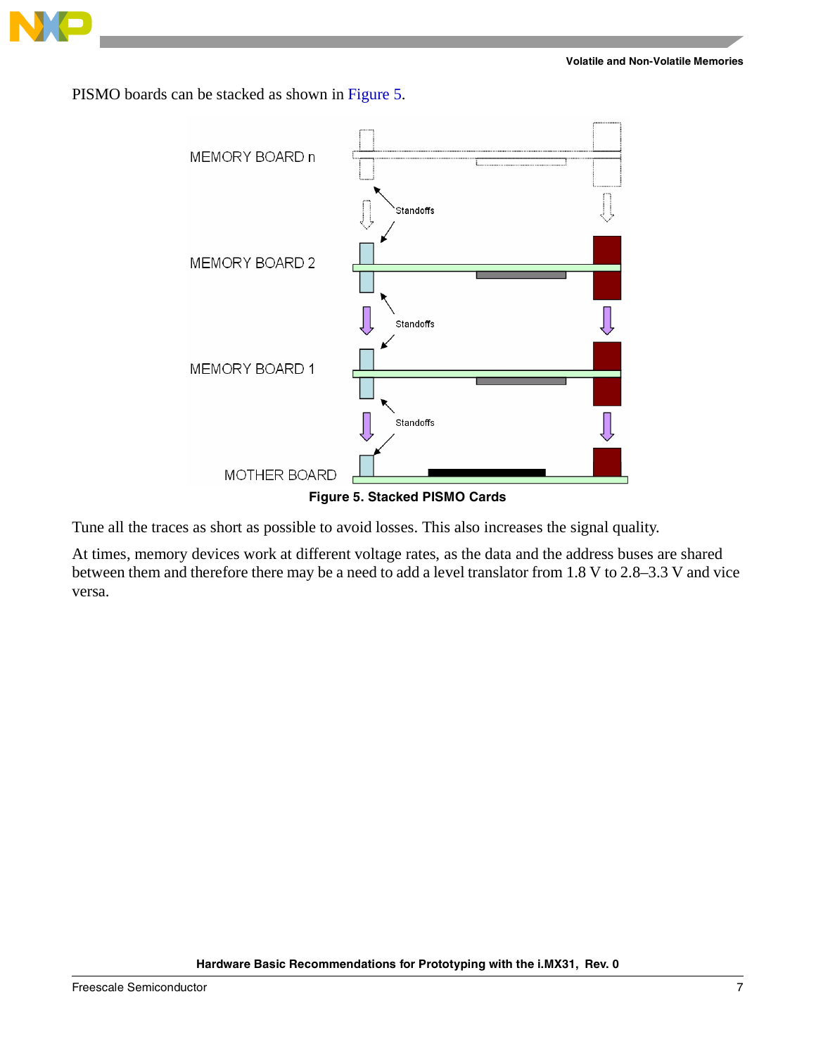PISMO boards can be stacked as shown in Figure 5.

Figure 5. Stacked PISMO Cards

Tune all the traces as short as possible to avoid losses. This also increases the signal quality.

At times, memory devices work at different voltage rates, as the data and the address buses are shared between them and therefore there may be a need to add a level translator from 1.8 V to 2.8–3.3 V and vice versa.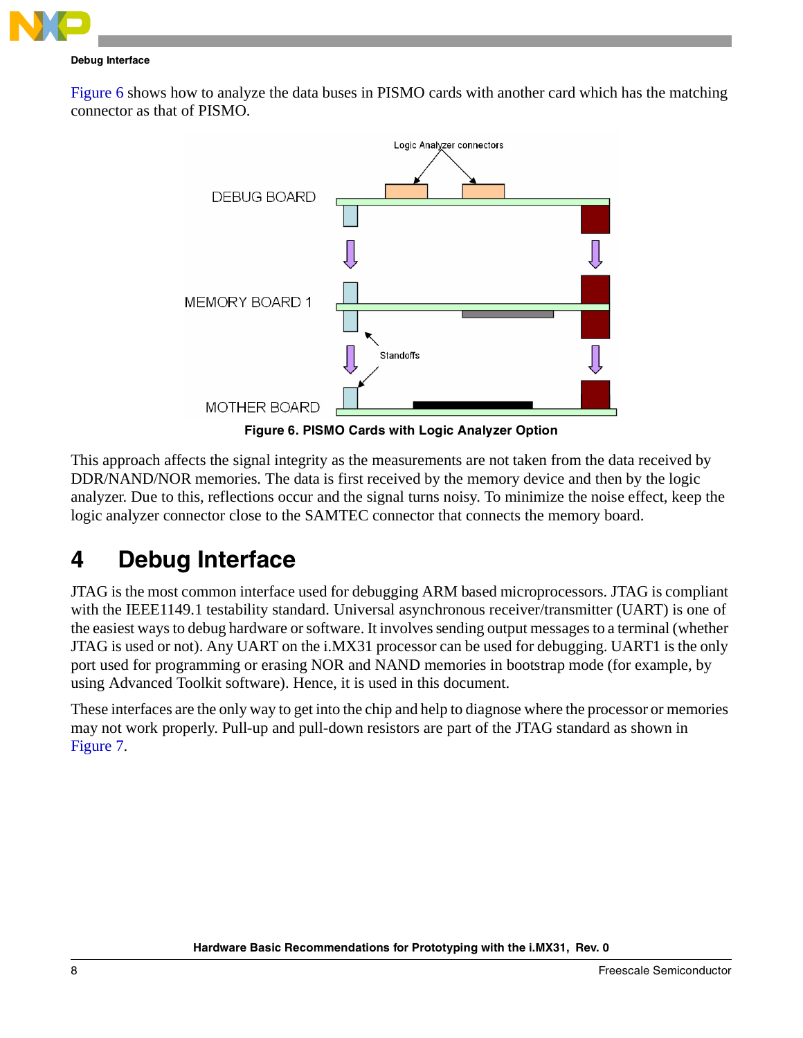Figure 6 shows how to analyze the data buses in PISMO cards with another card which has the matching connector as that of PISMO.

Figure 6. PISMO Cards with Logic Analyzer Option

This approach affects the signal integrity as the measurements are not taken from the data received by DDR/NAND/NOR memories. The data is first received by the memory device and then by the logic analyzer. Due to this, reflections occur and the signal turns noisy. To minimize the noise effect, keep the logic analyzer connector close to the SAMTEC connector that connects the memory board.

# 4 Debug Interface

JTAG is the most common interface used for debugging ARM based microprocessors. JTAG is compliant with the IEEE1149.1 testability standard. Universal asynchronous receiver/transmitter (UART) is one of the easiest ways to debug hardware or software. It involves sending output messages to a terminal (whether JTAG is used or not). Any UART on the i.MX31 processor can be used for debugging. UART1 is the only port used for programming or erasing NOR and NAND memories in bootstrap mode (for example, by using Advanced Toolkit software). Hence, it is used in this document.

These interfaces are the only way to get into the chip and help to diagnose where the processor or memories may not work properly. Pull-up and pull-down resistors are part of the JTAG standard as shown in Figure 7.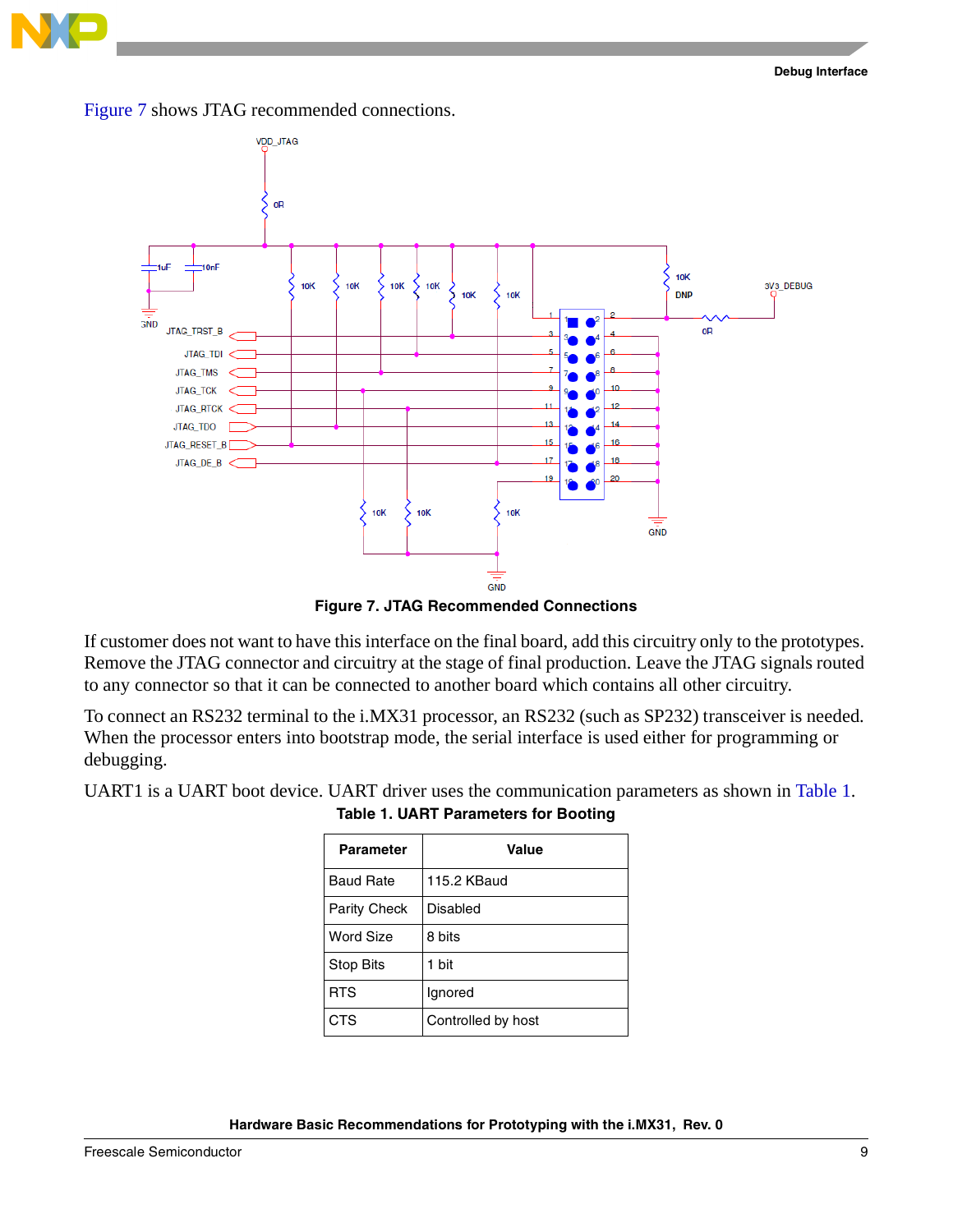Figure 7 shows JTAG recommended connections.

**Figure 7. JTAG Recommended Connections**

If customer does not want to have this interface on the final board, add this circuitry only to the prototypes. Remove the JTAG connector and circuitry at the stage of final production. Leave the JTAG signals routed to any connector so that it can be connected to another board which contains all other circuitry.

To connect an RS232 terminal to the i.MX31 processor, an RS232 (such as SP232) transceiver is needed. When the processor enters into bootstrap mode, the serial interface is used either for programming or debugging.

UART1 is a UART boot device. UART driver uses the communication parameters as shown in Table 1.

**Table 1. UART Parameters for Booting**

| Parameter | Value |
|---|---|
| Baud Rate | 115.2 KBaud |
| Parity Check | Disabled |
| Word Size | 8 bits |
| Stop Bits | 1 bit |
| RTS | Ignored |
| CTS | Controlled by host |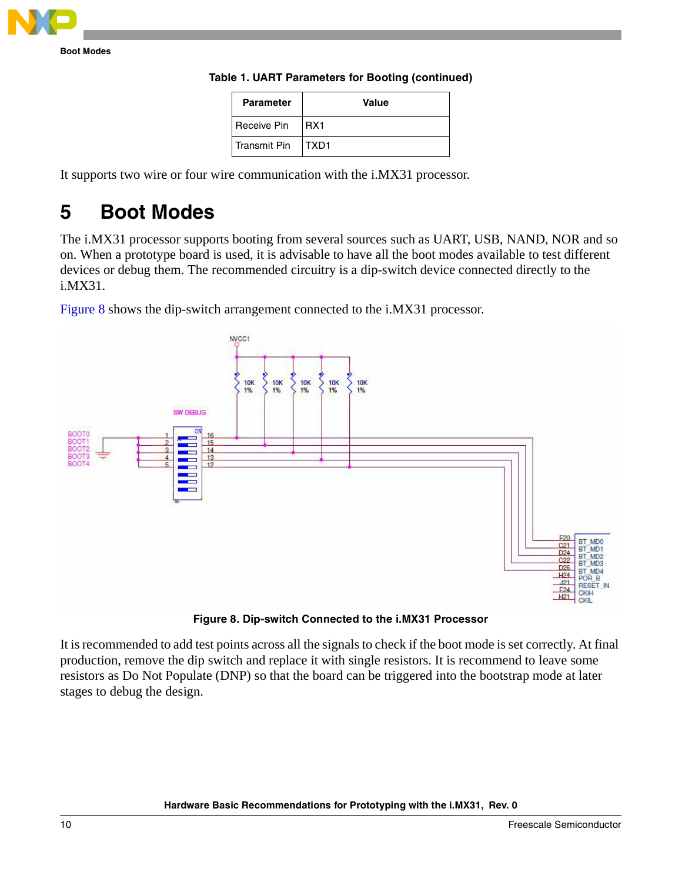Table 1. UART Parameters for Booting (continued)

| Parameter | Value |
|---|---|
| Receive Pin | RX1 |
| Transmit Pin | TXD1 |

It supports two wire or four wire communication with the i.MX31 processor.

# 5 Boot Modes

The i.MX31 processor supports booting from several sources such as UART, USB, NAND, NOR and so on. When a prototype board is used, it is advisable to have all the boot modes available to test different devices or debug them. The recommended circuitry is a dip-switch device connected directly to the i.MX31.

Figure 8 shows the dip-switch arrangement connected to the i.MX31 processor.

Figure 8. Dip-switch Connected to the i.MX31 Processor

It is recommended to add test points across all the signals to check if the boot mode is set correctly. At final production, remove the dip switch and replace it with single resistors. It is recommend to leave some resistors as Do Not Populate (DNP) so that the board can be triggered into the bootstrap mode at later stages to debug the design.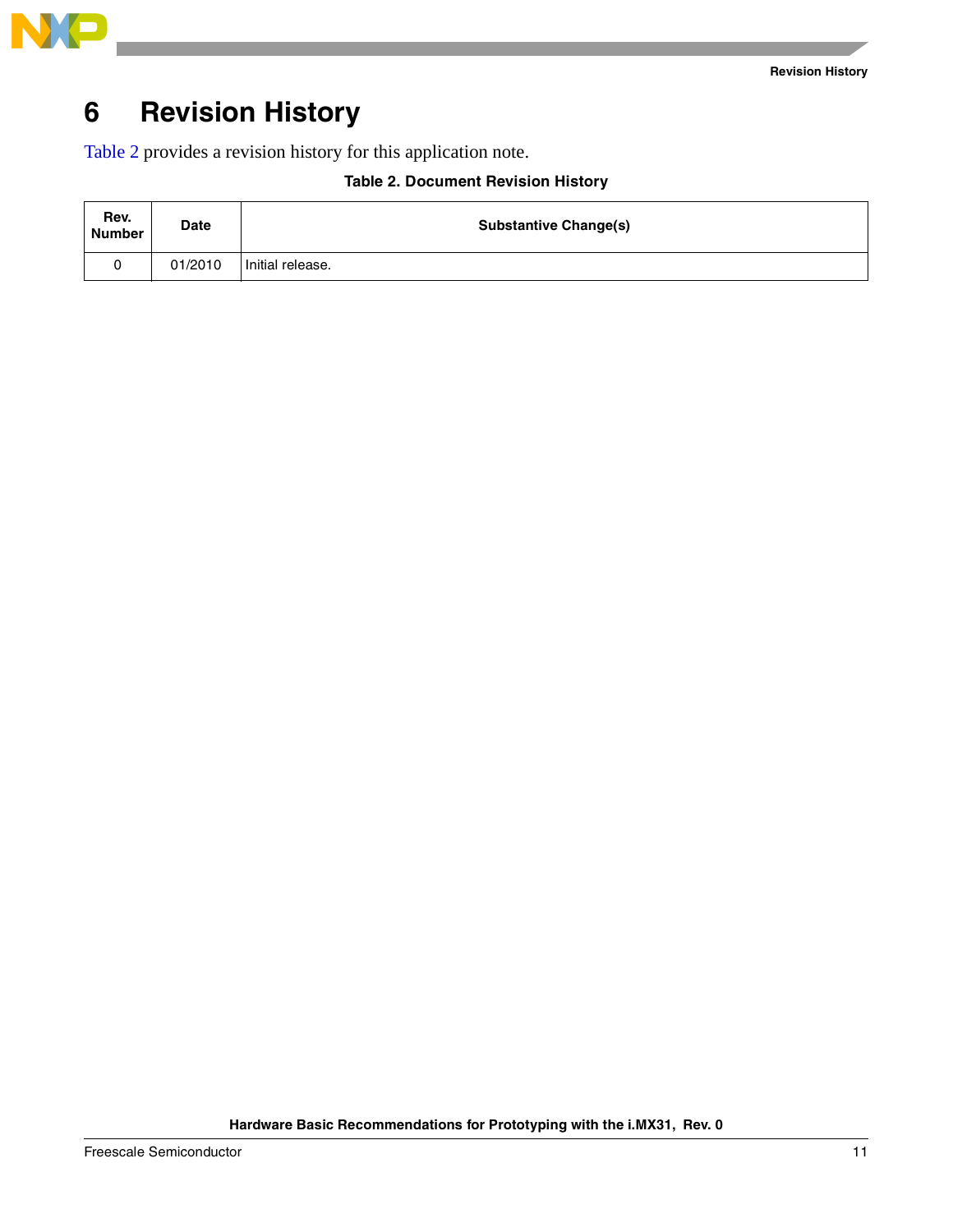# 6 Revision History

Table 2 provides a revision history for this application note.

**Table 2. Document Revision History**

| Rev. Number | Date | Substantive Change(s) |
| --- | --- | --- |
| 0 | 01/2010 | Initial release. |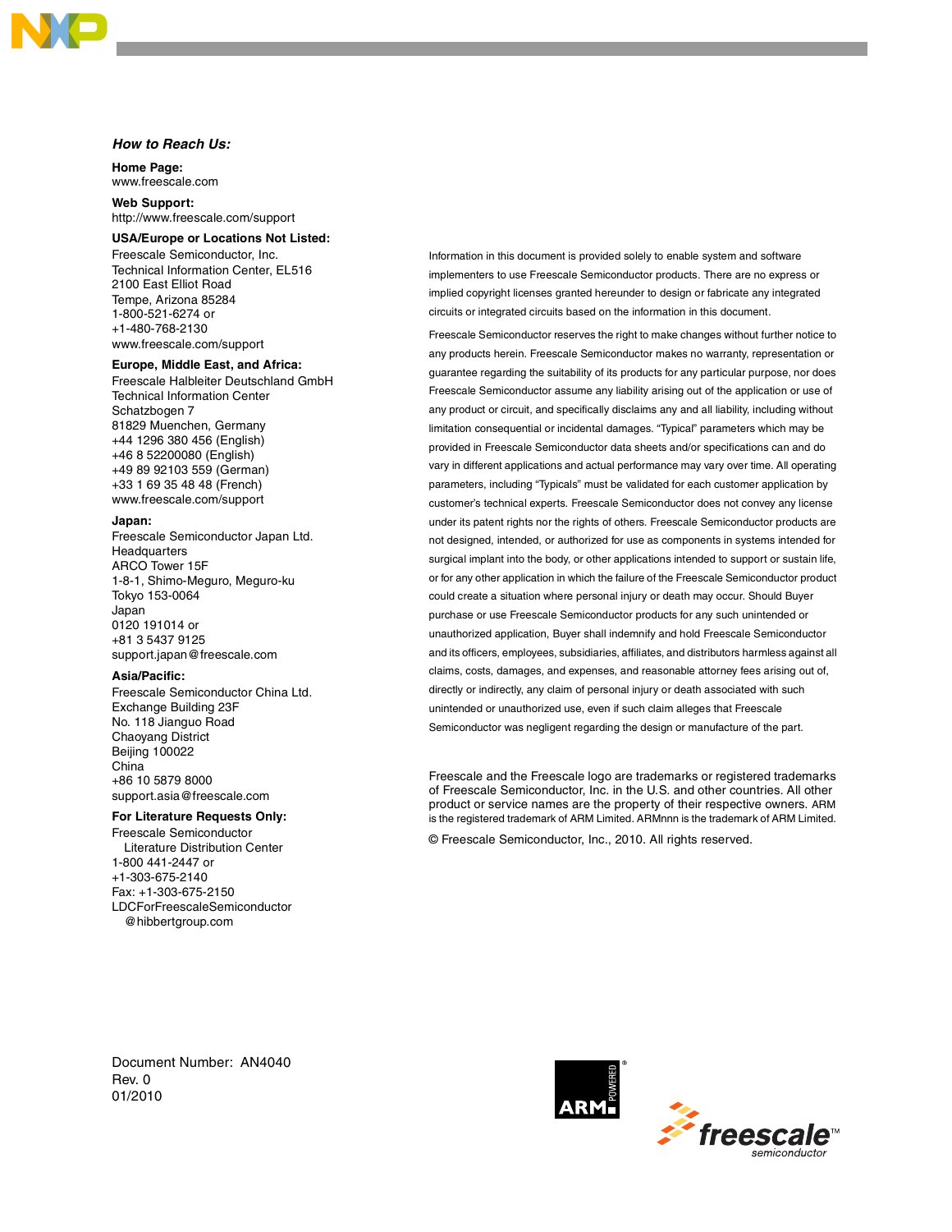*How to Reach Us:*

**Home Page:**
www.freescale.com

**Web Support:**
http://www.freescale.com/support

**USA/Europe or Locations Not Listed:**
Freescale Semiconductor, Inc.
Technical Information Center, EL516
2100 East Elliot Road
Tempe, Arizona 85284
1-800-521-6274 or
+1-480-768-2130
www.freescale.com/support

**Europe, Middle East, and Africa:**
Freescale Halbleiter Deutschland GmbH
Technical Information Center
Schatzbogen 7
81829 Muenchen, Germany
+44 1296 380 456 (English)
+46 8 52200080 (English)
+49 89 92103 559 (German)
+33 1 69 35 48 48 (French)
www.freescale.com/support

**Japan:**
Freescale Semiconductor Japan Ltd.
Headquarters
ARCO Tower 15F
1-8-1, Shimo-Meguro, Meguro-ku
Tokyo 153-0064
Japan
0120 191014 or
+81 3 5437 9125
support.japan@freescale.com

**Asia/Pacific:**
Freescale Semiconductor China Ltd.
Exchange Building 23F
No. 118 Jianguo Road
Chaoyang District
Beijing 100022
China
+86 10 5879 8000
support.asia@freescale.com

**For Literature Requests Only:**
Freescale Semiconductor
Literature Distribution Center
1-800 441-2447 or
+1-303-675-2140
Fax: +1-303-675-2150
LDCForFreescaleSemiconductor
@hibbertgroup.com

Information in this document is provided solely to enable system and software implementers to use Freescale Semiconductor products. There are no express or implied copyright licenses granted hereunder to design or fabricate any integrated circuits or integrated circuits based on the information in this document.

Freescale Semiconductor reserves the right to make changes without further notice to any products herein. Freescale Semiconductor makes no warranty, representation or guarantee regarding the suitability of its products for any particular purpose, nor does Freescale Semiconductor assume any liability arising out of the application or use of any product or circuit, and specifically disclaims any and all liability, including without limitation consequential or incidental damages. "Typical" parameters which may be provided in Freescale Semiconductor data sheets and/or specifications can and do vary in different applications and actual performance may vary over time. All operating parameters, including "Typicals" must be validated for each customer application by customer's technical experts. Freescale Semiconductor does not convey any license under its patent rights nor the rights of others. Freescale Semiconductor products are not designed, intended, or authorized for use as components in systems intended for surgical implant into the body, or other applications intended to support or sustain life, or for any other application in which the failure of the Freescale Semiconductor product could create a situation where personal injury or death may occur. Should Buyer purchase or use Freescale Semiconductor products for any such unintended or unauthorized application, Buyer shall indemnify and hold Freescale Semiconductor and its officers, employees, subsidiaries, affiliates, and distributors harmless against all claims, costs, damages, and expenses, and reasonable attorney fees arising out of, directly or indirectly, any claim of personal injury or death associated with such unintended or unauthorized use, even if such claim alleges that Freescale Semiconductor was negligent regarding the design or manufacture of the part.

Freescale and the Freescale logo are trademarks or registered trademarks of Freescale Semiconductor, Inc. in the U.S. and other countries. All other product or service names are the property of their respective owners. ARM is the registered trademark of ARM Limited. ARMnnn is the trademark of ARM Limited.

© Freescale Semiconductor, Inc., 2010. All rights reserved.

Document Number: AN4040
Rev. 0
01/2010